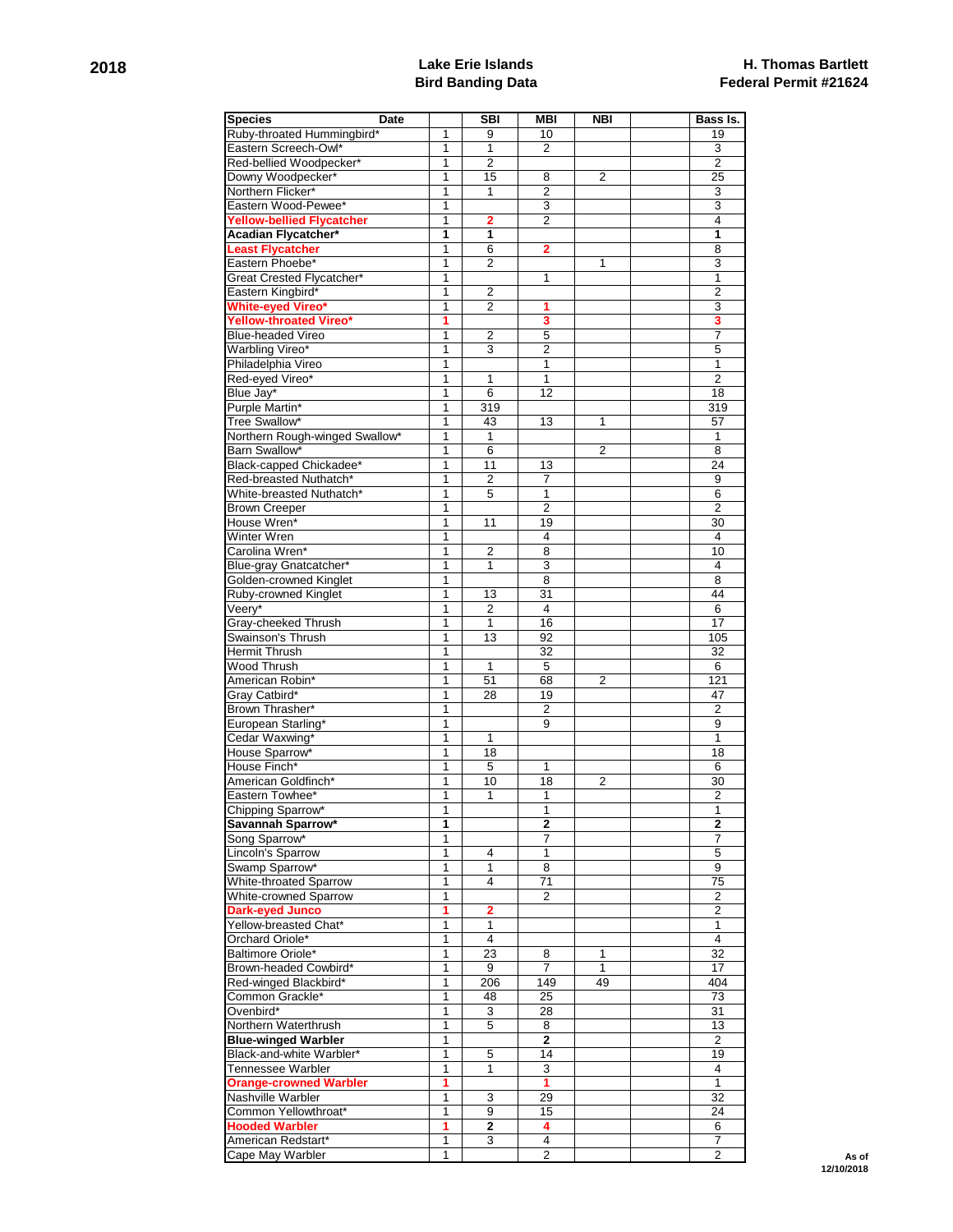**2018**

# Lake Erie Islands
## Bird Banding Data

**H. Thomas Bartlett**
**Federal Permit #21624**

| Species | Date | SBI | MBI | NBI | | Bass Is. |
|---|---|---|---|---|---|---|
| Ruby-throated Hummingbird* | 1 | 9 | 10 | | | 19 |
| Eastern Screech-Owl* | 1 | 1 | 2 | | | 3 |
| Red-bellied Woodpecker* | 1 | 2 | | | | 2 |
| Downy Woodpecker* | 1 | 15 | 8 | 2 | | 25 |
| Northern Flicker* | 1 | 1 | 2 | | | 3 |
| Eastern Wood-Pewee* | 1 | | 3 | | | 3 |
| **Yellow-bellied Flycatcher** | 1 | **2** | 2 | | | 4 |
| **Acadian Flycatcher*** | **1** | **1** | | | | **1** |
| **Least Flycatcher** | 1 | 6 | **2** | | | 8 |
| Eastern Phoebe* | 1 | 2 | | 1 | | 3 |
| Great Crested Flycatcher* | 1 | | 1 | | | 1 |
| Eastern Kingbird* | 1 | 2 | | | | 2 |
| **White-eyed Vireo*** | 1 | 2 | **1** | | | 3 |
| **Yellow-throated Vireo*** | **1** | | **3** | | | **3** |
| Blue-headed Vireo | 1 | 2 | 5 | | | 7 |
| Warbling Vireo* | 1 | 3 | 2 | | | 5 |
| Philadelphia Vireo | 1 | | 1 | | | 1 |
| Red-eyed Vireo* | 1 | 1 | 1 | | | 2 |
| Blue Jay* | 1 | 6 | 12 | | | 18 |
| Purple Martin* | 1 | 319 | | | | 319 |
| Tree Swallow* | 1 | 43 | 13 | 1 | | 57 |
| Northern Rough-winged Swallow* | 1 | 1 | | | | 1 |
| Barn Swallow* | 1 | 6 | | 2 | | 8 |
| Black-capped Chickadee* | 1 | 11 | 13 | | | 24 |
| Red-breasted Nuthatch* | 1 | 2 | 7 | | | 9 |
| White-breasted Nuthatch* | 1 | 5 | 1 | | | 6 |
| Brown Creeper | 1 | | 2 | | | 2 |
| House Wren* | 1 | 11 | 19 | | | 30 |
| Winter Wren | 1 | | 4 | | | 4 |
| Carolina Wren* | 1 | 2 | 8 | | | 10 |
| Blue-gray Gnatcatcher* | 1 | 1 | 3 | | | 4 |
| Golden-crowned Kinglet | 1 | | 8 | | | 8 |
| Ruby-crowned Kinglet | 1 | 13 | 31 | | | 44 |
| Veery* | 1 | 2 | 4 | | | 6 |
| Gray-cheeked Thrush | 1 | 1 | 16 | | | 17 |
| Swainson's Thrush | 1 | 13 | 92 | | | 105 |
| Hermit Thrush | 1 | | 32 | | | 32 |
| Wood Thrush | 1 | 1 | 5 | | | 6 |
| American Robin* | 1 | 51 | 68 | 2 | | 121 |
| Gray Catbird* | 1 | 28 | 19 | | | 47 |
| Brown Thrasher* | 1 | | 2 | | | 2 |
| European Starling* | 1 | | 9 | | | 9 |
| Cedar Waxwing* | 1 | 1 | | | | 1 |
| House Sparrow* | 1 | 18 | | | | 18 |
| House Finch* | 1 | 5 | 1 | | | 6 |
| American Goldfinch* | 1 | 10 | 18 | 2 | | 30 |
| Eastern Towhee* | 1 | 1 | 1 | | | 2 |
| Chipping Sparrow* | 1 | | 1 | | | 1 |
| **Savannah Sparrow*** | **1** | | **2** | | | **2** |
| Song Sparrow* | 1 | | 7 | | | 7 |
| Lincoln's Sparrow | 1 | 4 | 1 | | | 5 |
| Swamp Sparrow* | 1 | 1 | 8 | | | 9 |
| White-throated Sparrow | 1 | 4 | 71 | | | 75 |
| White-crowned Sparrow | 1 | | 2 | | | 2 |
| **Dark-eyed Junco** | **1** | **2** | | | | 2 |
| Yellow-breasted Chat* | 1 | 1 | | | | 1 |
| Orchard Oriole* | 1 | 4 | | | | 4 |
| Baltimore Oriole* | 1 | 23 | 8 | 1 | | 32 |
| Brown-headed Cowbird* | 1 | 9 | 7 | 1 | | 17 |
| Red-winged Blackbird* | 1 | 206 | 149 | 49 | | 404 |
| Common Grackle* | 1 | 48 | 25 | | | 73 |
| Ovenbird* | 1 | 3 | 28 | | | 31 |
| Northern Waterthrush | 1 | 5 | 8 | | | 13 |
| **Blue-winged Warbler** | 1 | | **2** | | | 2 |
| Black-and-white Warbler* | 1 | 5 | 14 | | | 19 |
| Tennessee Warbler | 1 | 1 | 3 | | | 4 |
| **Orange-crowned Warbler** | **1** | | **1** | | | 1 |
| Nashville Warbler | 1 | 3 | 29 | | | 32 |
| Common Yellowthroat* | 1 | 9 | 15 | | | 24 |
| **Hooded Warbler** | **1** | **2** | **4** | | | 6 |
| American Redstart* | 1 | 3 | 4 | | | 7 |
| Cape May Warbler | 1 | | 2 | | | 2 |

**As of 12/10/2018**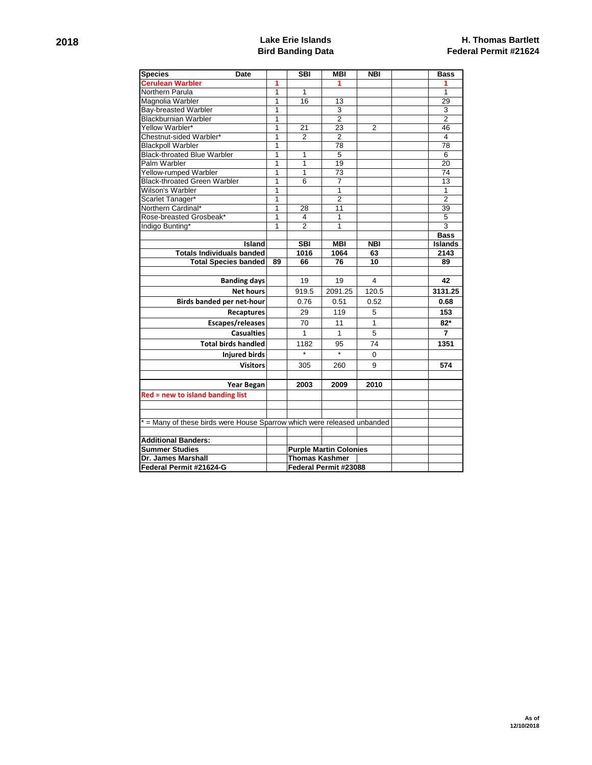**2018**

**Lake Erie Islands**
**Bird Banding Data**

**H. Thomas Bartlett**
**Federal Permit #21624**

| Species Date | | SBI | MBI | NBI | | Bass |
|---|---|---|---|---|---|---|
| **Cerulean Warbler** | 1 | | 1 | | | 1 |
| Northern Parula | 1 | 1 | | | | 1 |
| Magnolia Warbler | 1 | 16 | 13 | | | 29 |
| Bay-breasted Warbler | 1 | | 3 | | | 3 |
| Blackburnian Warbler | 1 | | 2 | | | 2 |
| Yellow Warbler* | 1 | 21 | 23 | 2 | | 46 |
| Chestnut-sided Warbler* | 1 | 2 | 2 | | | 4 |
| Blackpoll Warbler | 1 | | 78 | | | 78 |
| Black-throated Blue Warbler | 1 | 1 | 5 | | | 6 |
| Palm Warbler | 1 | 1 | 19 | | | 20 |
| Yellow-rumped Warbler | 1 | 1 | 73 | | | 74 |
| Black-throated Green Warbler | 1 | 6 | 7 | | | 13 |
| Wilson's Warbler | 1 | | 1 | | | 1 |
| Scarlet Tanager* | 1 | | 2 | | | 2 |
| Northern Cardinal* | 1 | 28 | 11 | | | 39 |
| Rose-breasted Grosbeak* | 1 | 4 | 1 | | | 5 |
| Indigo Bunting* | 1 | 2 | 1 | | | 3 |
| | | | | | | **Bass** |
| **Island** | | **SBI** | **MBI** | **NBI** | | **Islands** |
| **Totals Individuals banded** | | **1016** | **1064** | **63** | | **2143** |
| **Total Species banded** | **89** | **66** | **76** | **10** | | **89** |
| | | | | | | |
| **Banding days** | | 19 | 19 | 4 | | **42** |
| **Net hours** | | 919.5 | 2091.25 | 120.5 | | **3131.25** |
| **Birds banded per net-hour** | | 0.76 | 0.51 | 0.52 | | **0.68** |
| **Recaptures** | | 29 | 119 | 5 | | **153** |
| **Escapes/releases** | | 70 | 11 | 1 | | **82*** |
| **Casualties** | | 1 | 1 | 5 | | **7** |
| **Total birds handled** | | 1182 | 95 | 74 | | **1351** |
| **Injured birds** | | * | * | 0 | | |
| **Visitors** | | 305 | 260 | 9 | | **574** |
| | | | | | | |
| **Year Began** | | **2003** | **2009** | **2010** | | |
| **Red = new to island banding list** | | | | | | |

* = Many of these birds were House Sparrow which were released unbanded

| | |
|---|---|
| **Additional Banders:** | |
| **Summer Studies** | **Purple Martin Colonies** |
| **Dr. James Marshall** | **Thomas Kashmer** |
| **Federal Permit #21624-G** | **Federal Permit #23088** |

**As of 12/10/2018**